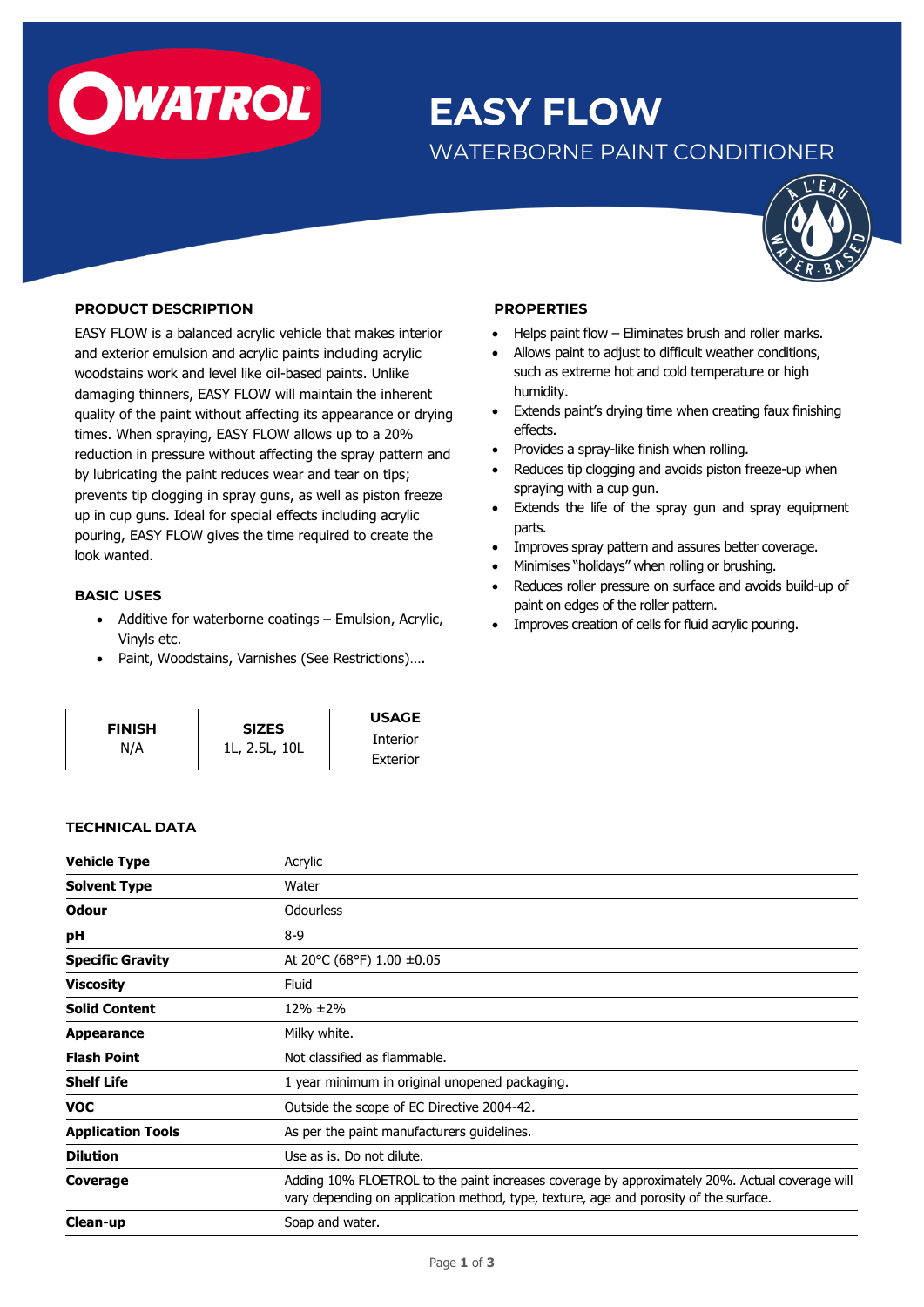# EASY FLOW

## WATERBORNE PAINT CONDITIONER

### PRODUCT DESCRIPTION

EASY FLOW is a balanced acrylic vehicle that makes interior and exterior emulsion and acrylic paints including acrylic woodstains work and level like oil-based paints. Unlike damaging thinners, EASY FLOW will maintain the inherent quality of the paint without affecting its appearance or drying times. When spraying, EASY FLOW allows up to a 20% reduction in pressure without affecting the spray pattern and by lubricating the paint reduces wear and tear on tips; prevents tip clogging in spray guns, as well as piston freeze up in cup guns. Ideal for special effects including acrylic pouring, EASY FLOW gives the time required to create the look wanted.

### BASIC USES

- Additive for waterborne coatings – Emulsion, Acrylic, Vinyls etc.
- Paint, Woodstains, Varnishes (See Restrictions)….

### PROPERTIES

- Helps paint flow – Eliminates brush and roller marks.
- Allows paint to adjust to difficult weather conditions, such as extreme hot and cold temperature or high humidity.
- Extends paint's drying time when creating faux finishing effects.
- Provides a spray-like finish when rolling.
- Reduces tip clogging and avoids piston freeze-up when spraying with a cup gun.
- Extends the life of the spray gun and spray equipment parts.
- Improves spray pattern and assures better coverage.
- Minimises "holidays" when rolling or brushing.
- Reduces roller pressure on surface and avoids build-up of paint on edges of the roller pattern.
- Improves creation of cells for fluid acrylic pouring.

| FINISH | SIZES | USAGE |
|---|---|---|
| N/A | 1L, 2.5L, 10L | Interior<br>Exterior |

### TECHNICAL DATA

| | |
|---|---|
| **Vehicle Type** | Acrylic |
| **Solvent Type** | Water |
| **Odour** | Odourless |
| **pH** | 8-9 |
| **Specific Gravity** | At 20°C (68°F) 1.00 ±0.05 |
| **Viscosity** | Fluid |
| **Solid Content** | 12% ±2% |
| **Appearance** | Milky white. |
| **Flash Point** | Not classified as flammable. |
| **Shelf Life** | 1 year minimum in original unopened packaging. |
| **VOC** | Outside the scope of EC Directive 2004-42. |
| **Application Tools** | As per the paint manufacturers guidelines. |
| **Dilution** | Use as is. Do not dilute. |
| **Coverage** | Adding 10% FLOETROL to the paint increases coverage by approximately 20%. Actual coverage will vary depending on application method, type, texture, age and porosity of the surface. |
| **Clean-up** | Soap and water. |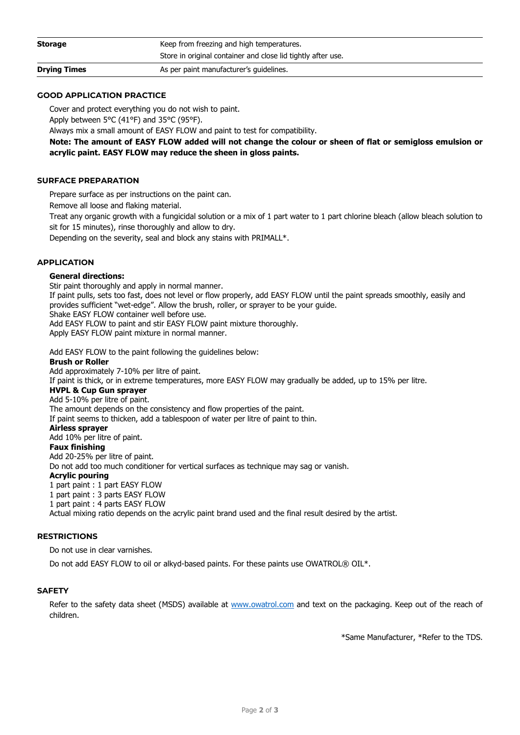| | |
|---|---|
| **Storage** | Keep from freezing and high temperatures.<br>Store in original container and close lid tightly after use. |
| **Drying Times** | As per paint manufacturer's guidelines. |

## GOOD APPLICATION PRACTICE

Cover and protect everything you do not wish to paint.

Apply between 5°C (41°F) and 35°C (95°F).

Always mix a small amount of EASY FLOW and paint to test for compatibility.

**Note: The amount of EASY FLOW added will not change the colour or sheen of flat or semigloss emulsion or acrylic paint. EASY FLOW may reduce the sheen in gloss paints.**

## SURFACE PREPARATION

Prepare surface as per instructions on the paint can.

Remove all loose and flaking material.

Treat any organic growth with a fungicidal solution or a mix of 1 part water to 1 part chlorine bleach (allow bleach solution to sit for 15 minutes), rinse thoroughly and allow to dry.

Depending on the severity, seal and block any stains with PRIMALL*.

## APPLICATION

**General directions:**

Stir paint thoroughly and apply in normal manner.
If paint pulls, sets too fast, does not level or flow properly, add EASY FLOW until the paint spreads smoothly, easily and provides sufficient "wet-edge". Allow the brush, roller, or sprayer to be your guide.
Shake EASY FLOW container well before use.
Add EASY FLOW to paint and stir EASY FLOW paint mixture thoroughly.
Apply EASY FLOW paint mixture in normal manner.

Add EASY FLOW to the paint following the guidelines below:

**Brush or Roller**
Add approximately 7-10% per litre of paint.
If paint is thick, or in extreme temperatures, more EASY FLOW may gradually be added, up to 15% per litre.

**HVPL & Cup Gun sprayer**
Add 5-10% per litre of paint.
The amount depends on the consistency and flow properties of the paint.
If paint seems to thicken, add a tablespoon of water per litre of paint to thin.

**Airless sprayer**
Add 10% per litre of paint.

**Faux finishing**
Add 20-25% per litre of paint.
Do not add too much conditioner for vertical surfaces as technique may sag or vanish.

**Acrylic pouring**
1 part paint : 1 part EASY FLOW
1 part paint : 3 parts EASY FLOW
1 part paint : 4 parts EASY FLOW
Actual mixing ratio depends on the acrylic paint brand used and the final result desired by the artist.

## RESTRICTIONS

Do not use in clear varnishes.

Do not add EASY FLOW to oil or alkyd-based paints. For these paints use OWATROL® OIL*.

## SAFETY

Refer to the safety data sheet (MSDS) available at www.owatrol.com and text on the packaging. Keep out of the reach of children.

*Same Manufacturer, *Refer to the TDS.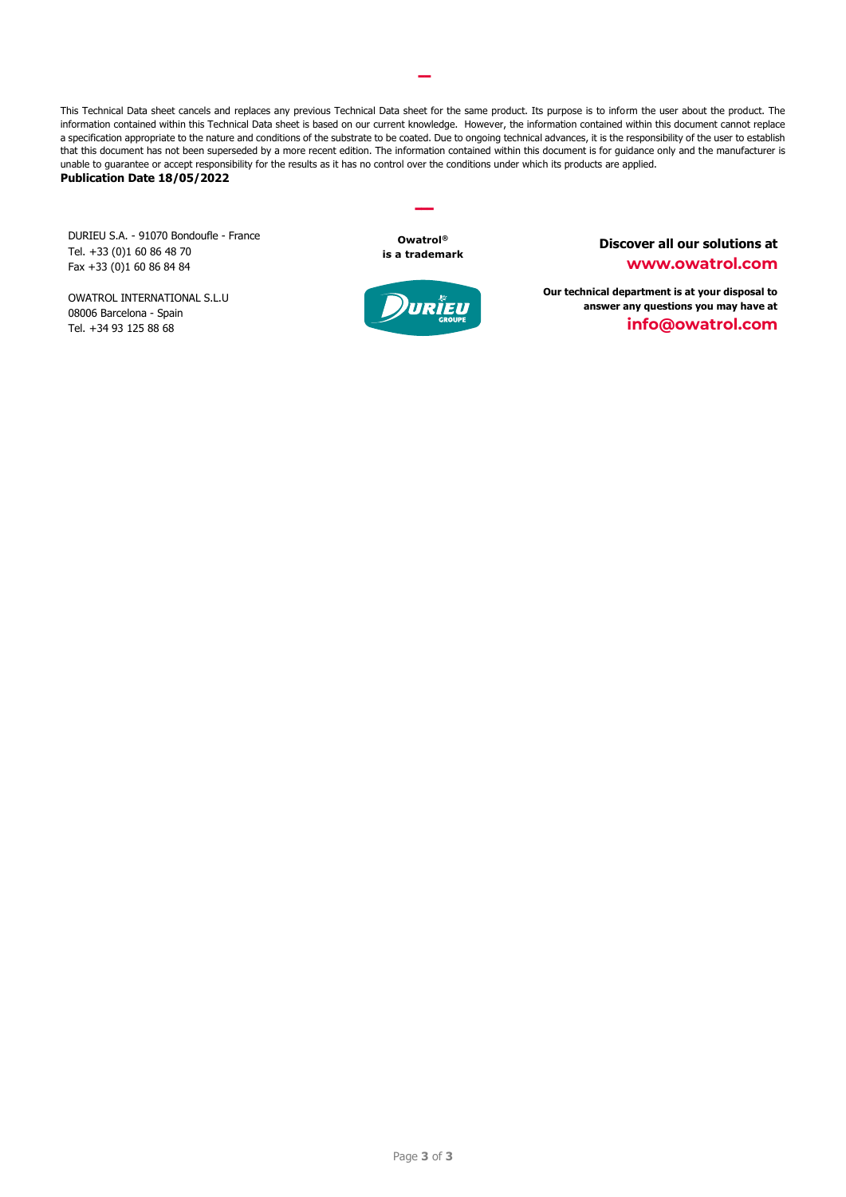This Technical Data sheet cancels and replaces any previous Technical Data sheet for the same product. Its purpose is to inform the user about the product. The information contained within this Technical Data sheet is based on our current knowledge. However, the information contained within this document cannot replace a specification appropriate to the nature and conditions of the substrate to be coated. Due to ongoing technical advances, it is the responsibility of the user to establish that this document has not been superseded by a more recent edition. The information contained within this document is for guidance only and the manufacturer is unable to guarantee or accept responsibility for the results as it has no control over the conditions under which its products are applied.

**Publication Date 18/05/2022**

DURIEU S.A. - 91070 Bondoufle - France
Tel. +33 (0)1 60 86 48 70
Fax +33 (0)1 60 86 84 84

OWATROL INTERNATIONAL S.L.U
08006 Barcelona - Spain
Tel. +34 93 125 88 68

**Owatrol®**
**is a trademark**

**Discover all our solutions at**
**www.owatrol.com**

**Our technical department is at your disposal to answer any questions you may have at**
**info@owatrol.com**